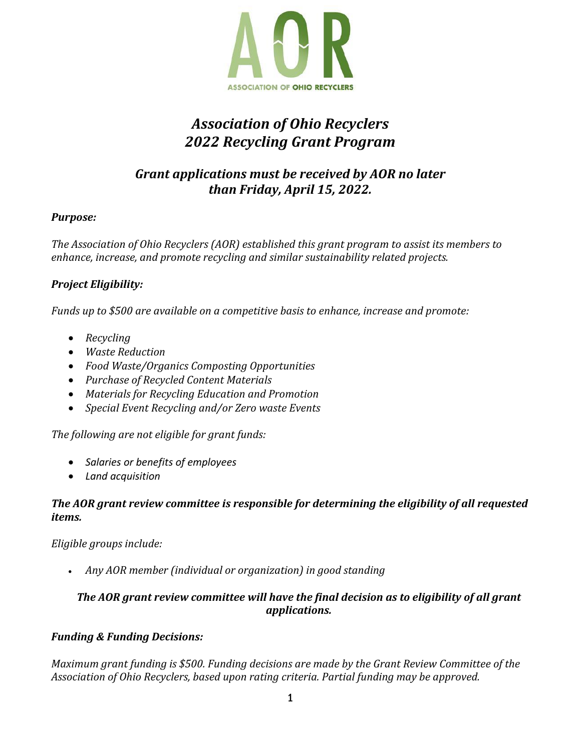AOR

ASSOCIATION OF OHIO RECYCLERS

# *Association of Ohio Recyclers*
# *2022 Recycling Grant Program*

## *Grant applications must be received by AOR no later than Friday, April 15, 2022.*

### *Purpose:*

*The Association of Ohio Recyclers (AOR) established this grant program to assist its members to enhance, increase, and promote recycling and similar sustainability related projects.*

### *Project Eligibility:*

*Funds up to $500 are available on a competitive basis to enhance, increase and promote:*

- *Recycling*
- *Waste Reduction*
- *Food Waste/Organics Composting Opportunities*
- *Purchase of Recycled Content Materials*
- *Materials for Recycling Education and Promotion*
- *Special Event Recycling and/or Zero waste Events*

*The following are not eligible for grant funds:*

- *Salaries or benefits of employees*
- *Land acquisition*

***The AOR grant review committee is responsible for determining the eligibility of all requested items.***

*Eligible groups include:*

- *Any AOR member (individual or organization) in good standing*

***The AOR grant review committee will have the final decision as to eligibility of all grant applications.***

### *Funding & Funding Decisions:*

*Maximum grant funding is $500. Funding decisions are made by the Grant Review Committee of the Association of Ohio Recyclers, based upon rating criteria. Partial funding may be approved.*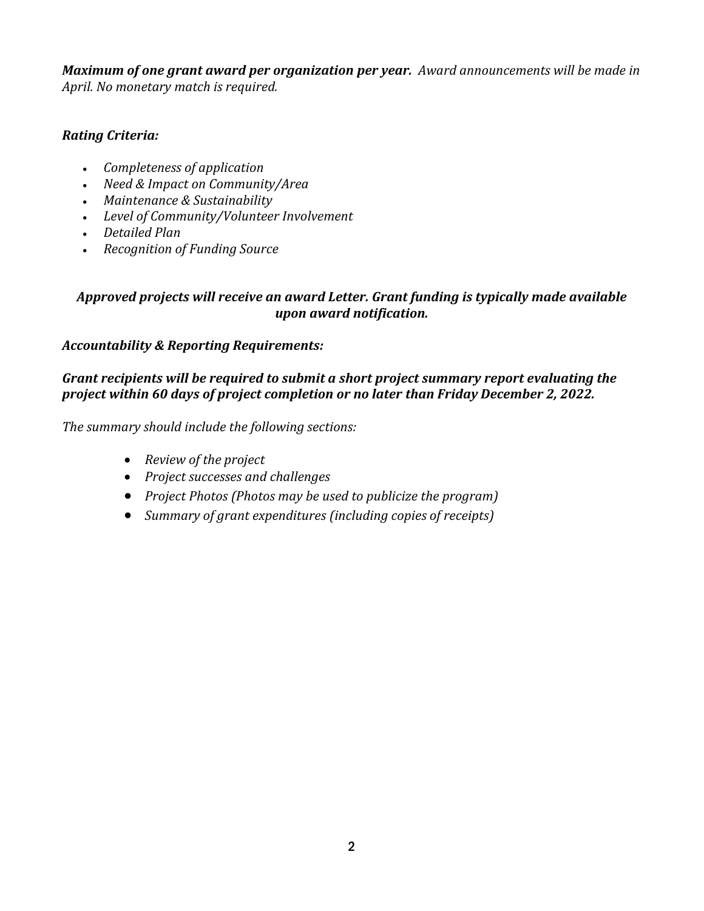***Maximum of one grant award per organization per year.*** *Award announcements will be made in April. No monetary match is required.*

***Rating Criteria:***

- *Completeness of application*
- *Need & Impact on Community/Area*
- *Maintenance & Sustainability*
- *Level of Community/Volunteer Involvement*
- *Detailed Plan*
- *Recognition of Funding Source*

***Approved projects will receive an award Letter. Grant funding is typically made available upon award notification.***

***Accountability & Reporting Requirements:***

***Grant recipients will be required to submit a short project summary report evaluating the project within 60 days of project completion or no later than Friday December 2, 2022.***

*The summary should include the following sections:*

- *Review of the project*
- *Project successes and challenges*
- *Project Photos (Photos may be used to publicize the program)*
- *Summary of grant expenditures (including copies of receipts)*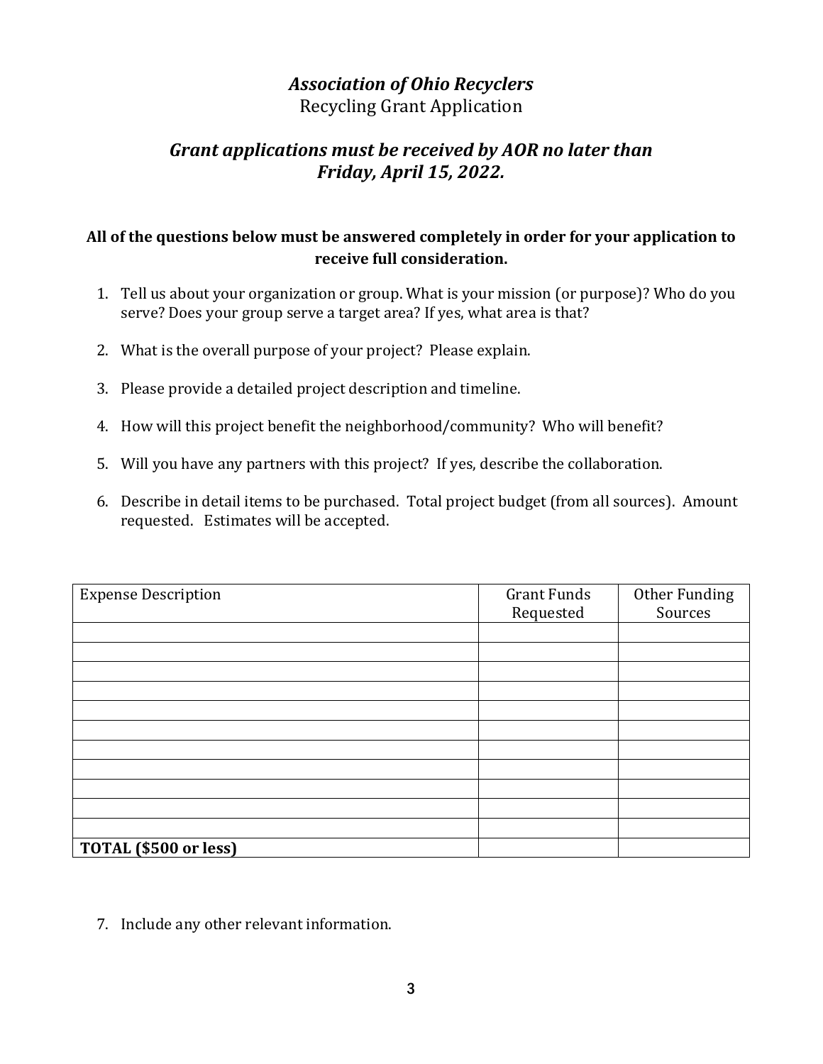# *Association of Ohio Recyclers*

Recycling Grant Application

## *Grant applications must be received by AOR no later than Friday, April 15, 2022.*

**All of the questions below must be answered completely in order for your application to receive full consideration.**

1. Tell us about your organization or group. What is your mission (or purpose)? Who do you serve? Does your group serve a target area? If yes, what area is that?
2. What is the overall purpose of your project? Please explain.
3. Please provide a detailed project description and timeline.
4. How will this project benefit the neighborhood/community? Who will benefit?
5. Will you have any partners with this project? If yes, describe the collaboration.
6. Describe in detail items to be purchased. Total project budget (from all sources). Amount requested. Estimates will be accepted.

| Expense Description | Grant Funds Requested | Other Funding Sources |
|---|---|---|
| | | |
| | | |
| | | |
| | | |
| | | |
| | | |
| | | |
| | | |
| | | |
| | | |
| | | |
| **TOTAL ($500 or less)** | | |

7. Include any other relevant information.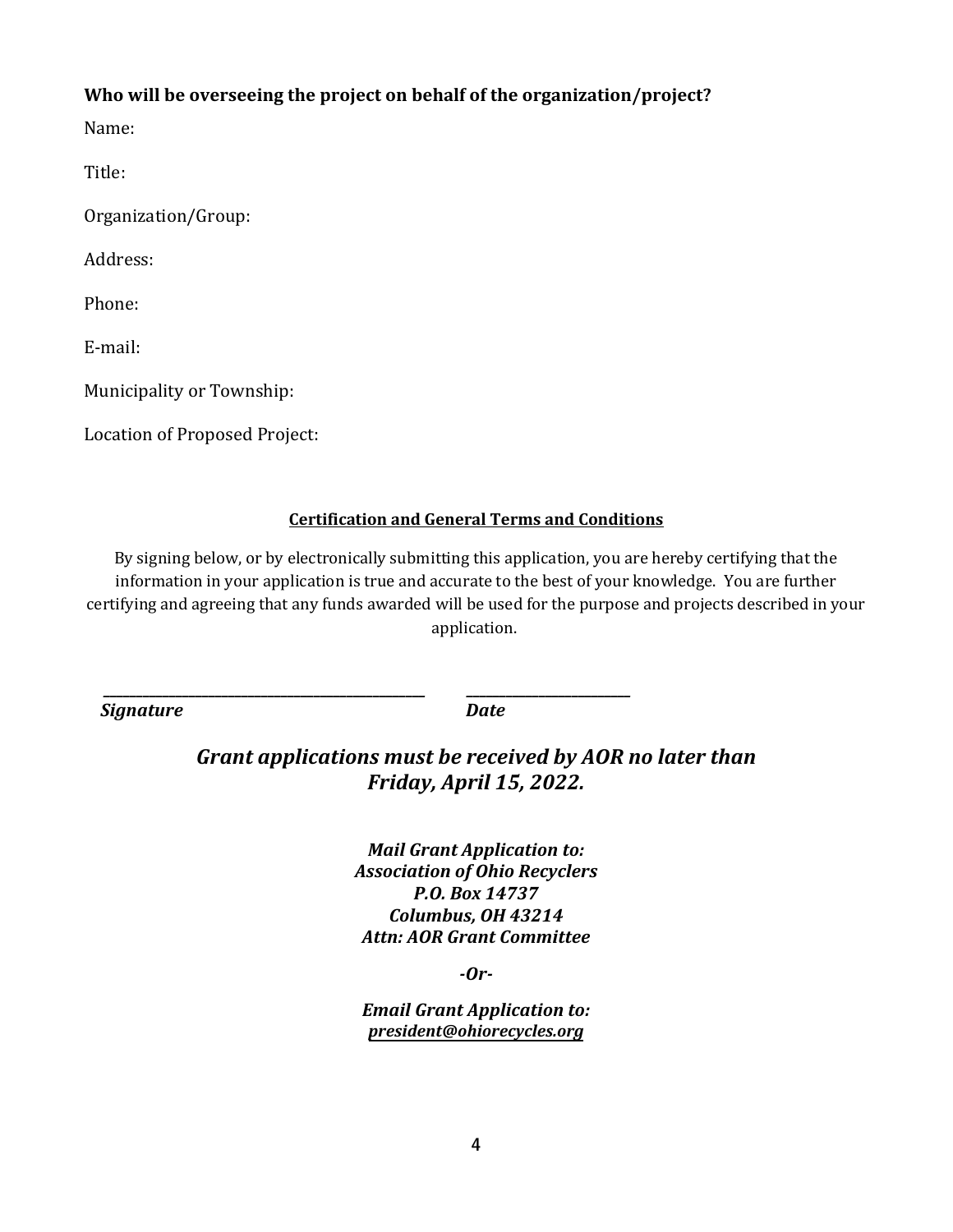**Who will be overseeing the project on behalf of the organization/project?**

Name:

Title:

Organization/Group:

Address:

Phone:

E-mail:

Municipality or Township:

Location of Proposed Project:

**Certification and General Terms and Conditions**

By signing below, or by electronically submitting this application, you are hereby certifying that the information in your application is true and accurate to the best of your knowledge. You are further certifying and agreeing that any funds awarded will be used for the purpose and projects described in your application.

_______________________________________________ ______________________

***Signature*** ***Date***

***Grant applications must be received by AOR no later than Friday, April 15, 2022.***

***Mail Grant Application to:***
***Association of Ohio Recyclers***
***P.O. Box 14737***
***Columbus, OH 43214***
***Attn: AOR Grant Committee***

***-Or-***

***Email Grant Application to:***
***president@ohiorecycles.org***